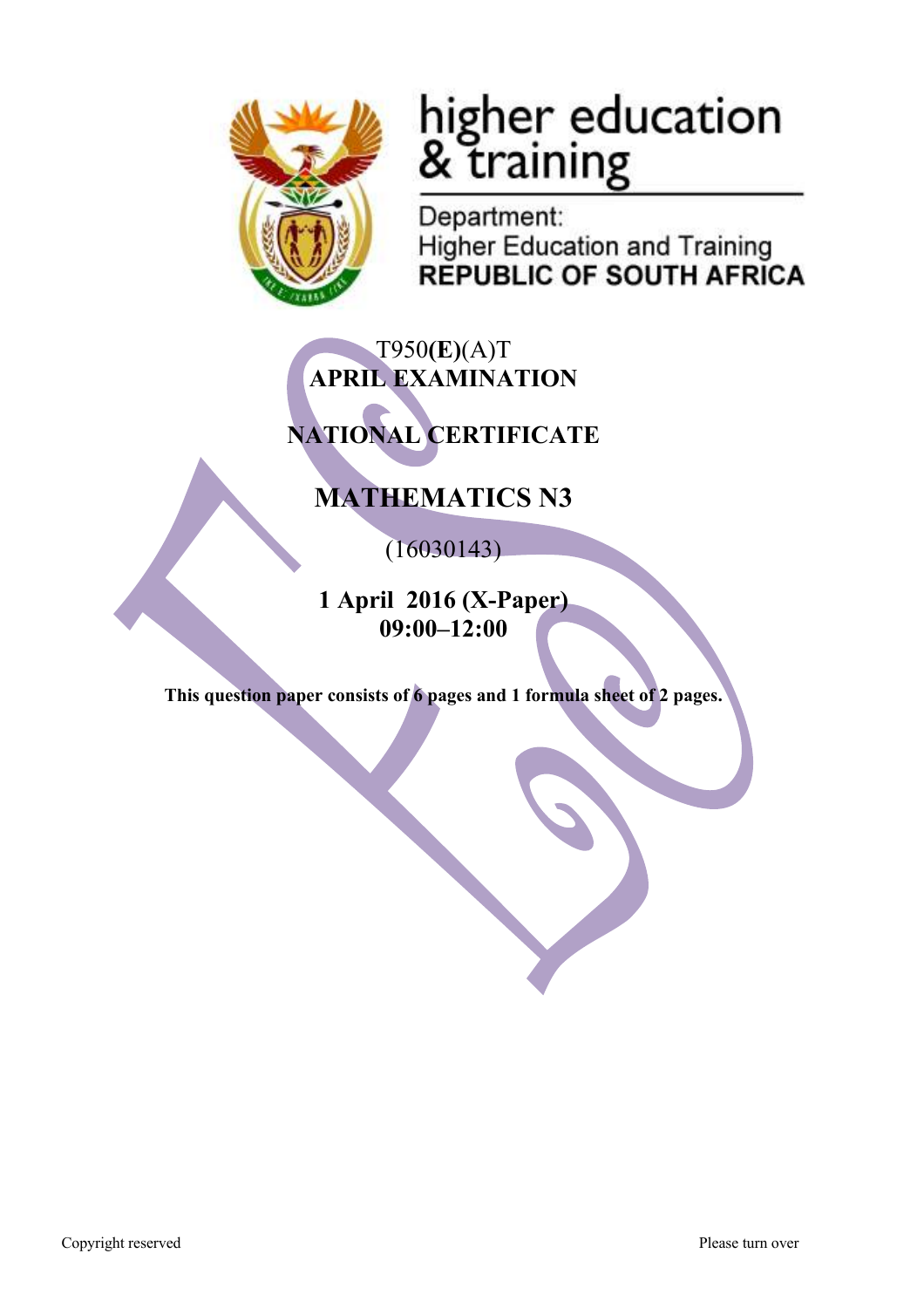higher education
& training

Department:
Higher Education and Training
**REPUBLIC OF SOUTH AFRICA**

T950**(E)**(A)T
**APRIL EXAMINATION**

**NATIONAL CERTIFICATE**

# MATHEMATICS N3

(16030143)

**1 April 2016 (X-Paper)**
**09:00–12:00**

**This question paper consists of 6 pages and 1 formula sheet of 2 pages.**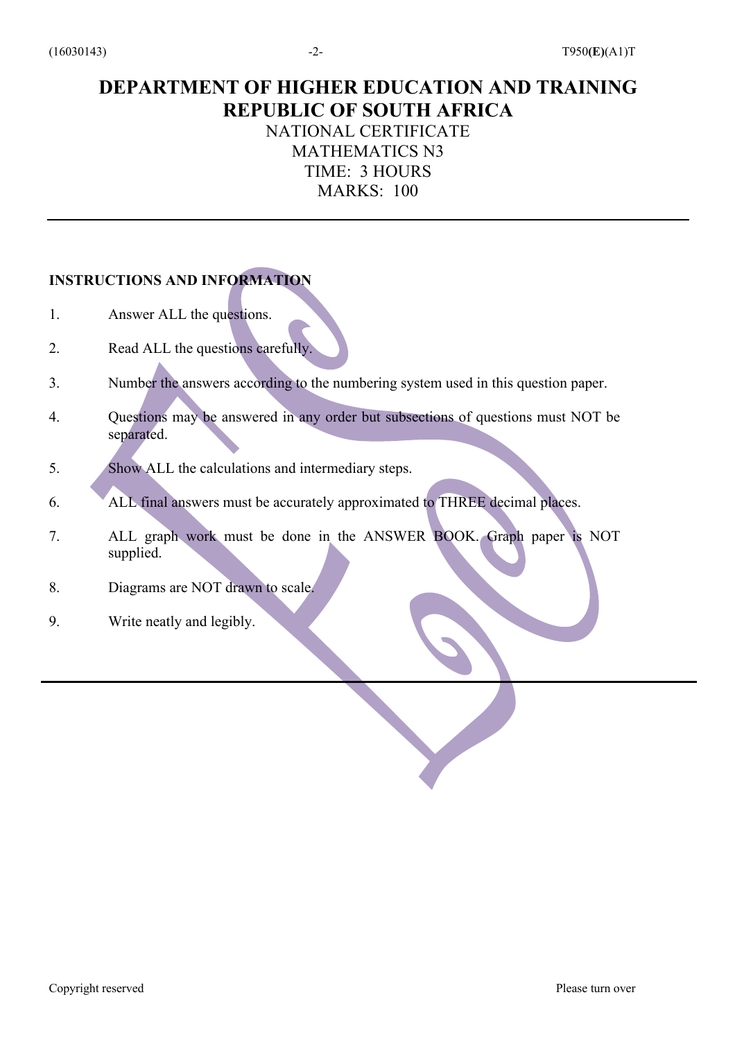# DEPARTMENT OF HIGHER EDUCATION AND TRAINING
# REPUBLIC OF SOUTH AFRICA

NATIONAL CERTIFICATE
MATHEMATICS N3
TIME: 3 HOURS
MARKS: 100

---

**INSTRUCTIONS AND INFORMATION**

1. Answer ALL the questions.
2. Read ALL the questions carefully.
3. Number the answers according to the numbering system used in this question paper.
4. Questions may be answered in any order but subsections of questions must NOT be separated.
5. Show ALL the calculations and intermediary steps.
6. ALL final answers must be accurately approximated to THREE decimal places.
7. ALL graph work must be done in the ANSWER BOOK. Graph paper is NOT supplied.
8. Diagrams are NOT drawn to scale.
9. Write neatly and legibly.

---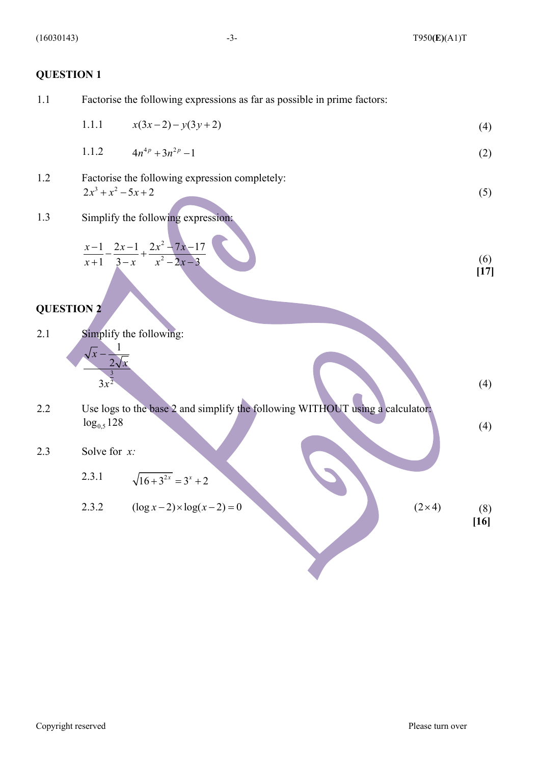## QUESTION 1

1.1 Factorise the following expressions as far as possible in prime factors:

1.1.1 $x(3x-2)-y(3y+2)$ (4)

1.1.2 $4n^{4p}+3n^{2p}-1$ (2)

1.2 Factorise the following expression completely:
$2x^3+x^2-5x+2$ (5)

1.3 Simplify the following expression:

$$\frac{x-1}{x+1}-\frac{2x-1}{3-x}+\frac{2x^2-7x-17}{x^2-2x-3}$$ (6)

**[17]**

## QUESTION 2

2.1 Simplify the following:

$$\frac{\sqrt{x}-\dfrac{1}{2\sqrt{x}}}{3x^{\frac{3}{2}}}$$ (4)

2.2 Use logs to the base 2 and simplify the following WITHOUT using a calculator:
$\log_{0,5}128$ (4)

2.3 Solve for $x$:

2.3.1 $\sqrt{16+3^{2x}}=3^x+2$

2.3.2 $(\log x-2)\times\log(x-2)=0$ $(2\times4)$ (8)

**[16]**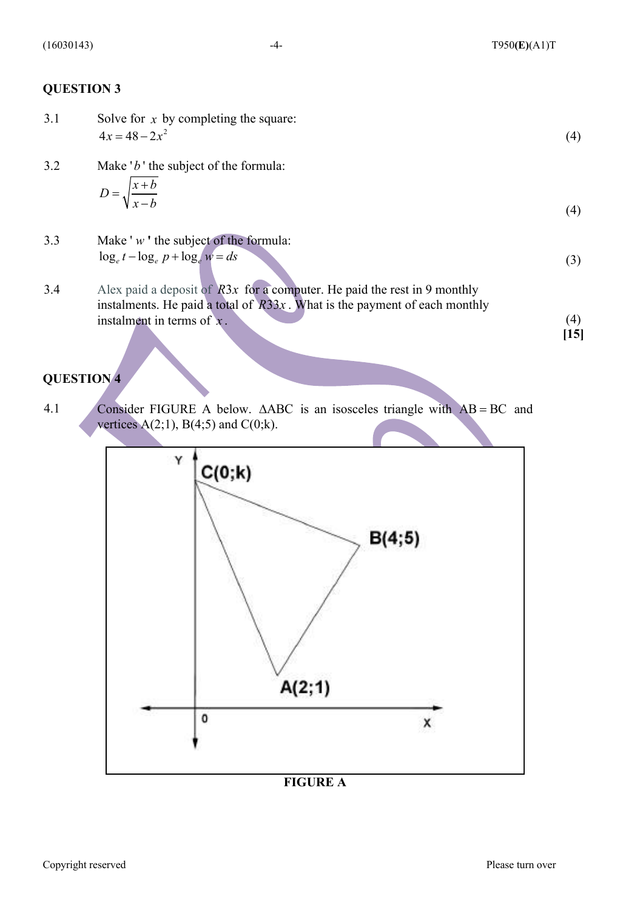## QUESTION 3

3.1 Solve for $x$ by completing the square:
$4x = 48 - 2x^2$ (4)

3.2 Make '$b$' the subject of the formula:
$$D = \sqrt{\frac{x+b}{x-b}}$$
(4)

3.3 Make '$w$' the subject of the formula:
$\log_e t - \log_e p + \log_e w = ds$ (3)

3.4 Alex paid a deposit of $R3x$ for a computer. He paid the rest in 9 monthly instalments. He paid a total of $R33x$. What is the payment of each monthly instalment in terms of $x$. (4)

**[15]**

## QUESTION 4

4.1 Consider FIGURE A below. $\Delta$ABC is an isosceles triangle with $AB = BC$ and vertices A(2;1), B(4;5) and C(0;k).

**FIGURE A**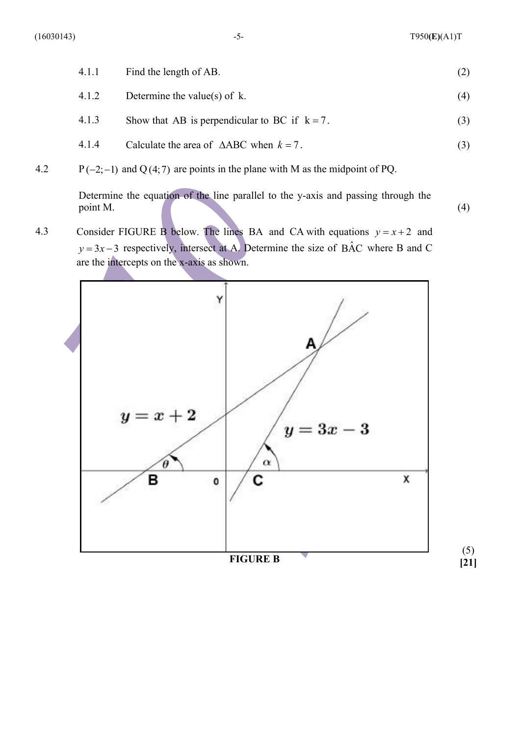4.1.1 Find the length of AB. (2)

4.1.2 Determine the value(s) of k. (4)

4.1.3 Show that AB is perpendicular to BC if $k = 7$. (3)

4.1.4 Calculate the area of $\Delta ABC$ when $k = 7$. (3)

4.2 $P(-2;-1)$ and $Q(4;7)$ are points in the plane with M as the midpoint of PQ.

Determine the equation of the line parallel to the y-axis and passing through the point M. (4)

4.3 Consider FIGURE B below. The lines BA and CA with equations $y = x + 2$ and $y = 3x - 3$ respectively, intersect at A. Determine the size of $B\hat{A}C$ where B and C are the intercepts on the x-axis as shown.

FIGURE B

(5)

**[21]**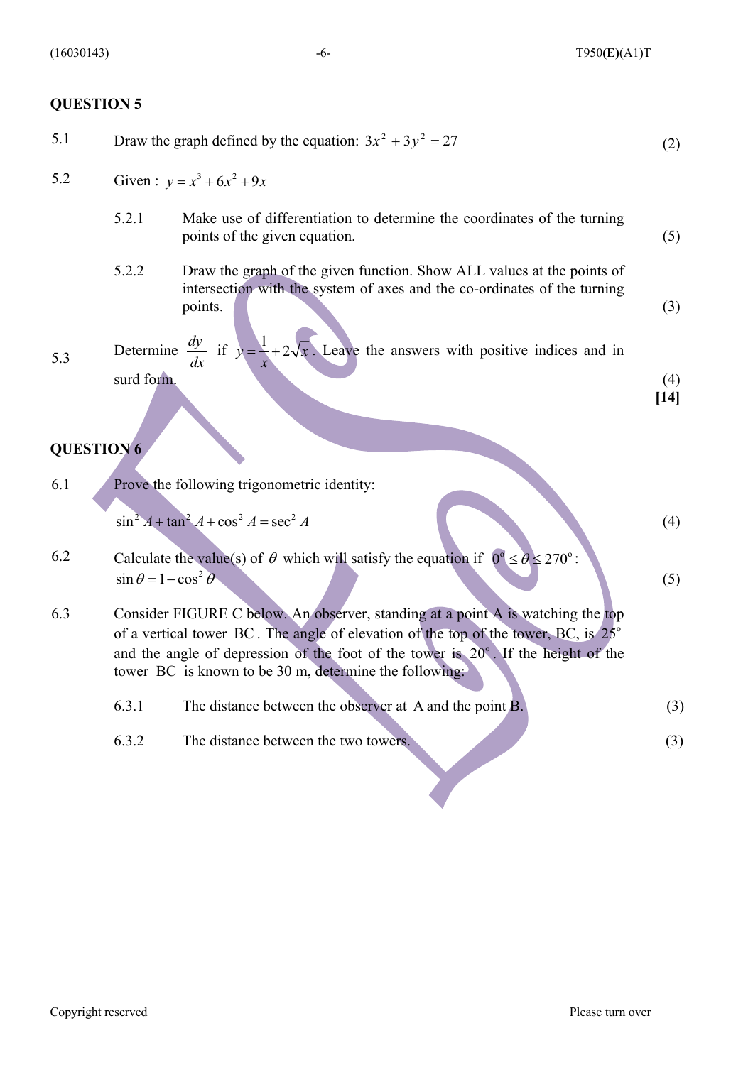## QUESTION 5

5.1 Draw the graph defined by the equation: $3x^2 + 3y^2 = 27$ (2)

5.2 Given : $y = x^3 + 6x^2 + 9x$

5.2.1 Make use of differentiation to determine the coordinates of the turning points of the given equation. (5)

5.2.2 Draw the graph of the given function. Show ALL values at the points of intersection with the system of axes and the co-ordinates of the turning points. (3)

5.3 Determine $\frac{dy}{dx}$ if $y = \frac{1}{x} + 2\sqrt{x}$. Leave the answers with positive indices and in surd form. (4)

**[14]**

## QUESTION 6

6.1 Prove the following trigonometric identity:

$\sin^2 A + \tan^2 A + \cos^2 A = \sec^2 A$ (4)

6.2 Calculate the value(s) of $\theta$ which will satisfy the equation if $0^\circ \leq \theta \leq 270^\circ$:
$\sin\theta = 1 - \cos^2\theta$ (5)

6.3 Consider FIGURE C below. An observer, standing at a point A is watching the top of a vertical tower BC. The angle of elevation of the top of the tower, BC, is $25^\circ$ and the angle of depression of the foot of the tower is $20^\circ$. If the height of the tower BC is known to be 30 m, determine the following:

6.3.1 The distance between the observer at A and the point B. (3)

6.3.2 The distance between the two towers. (3)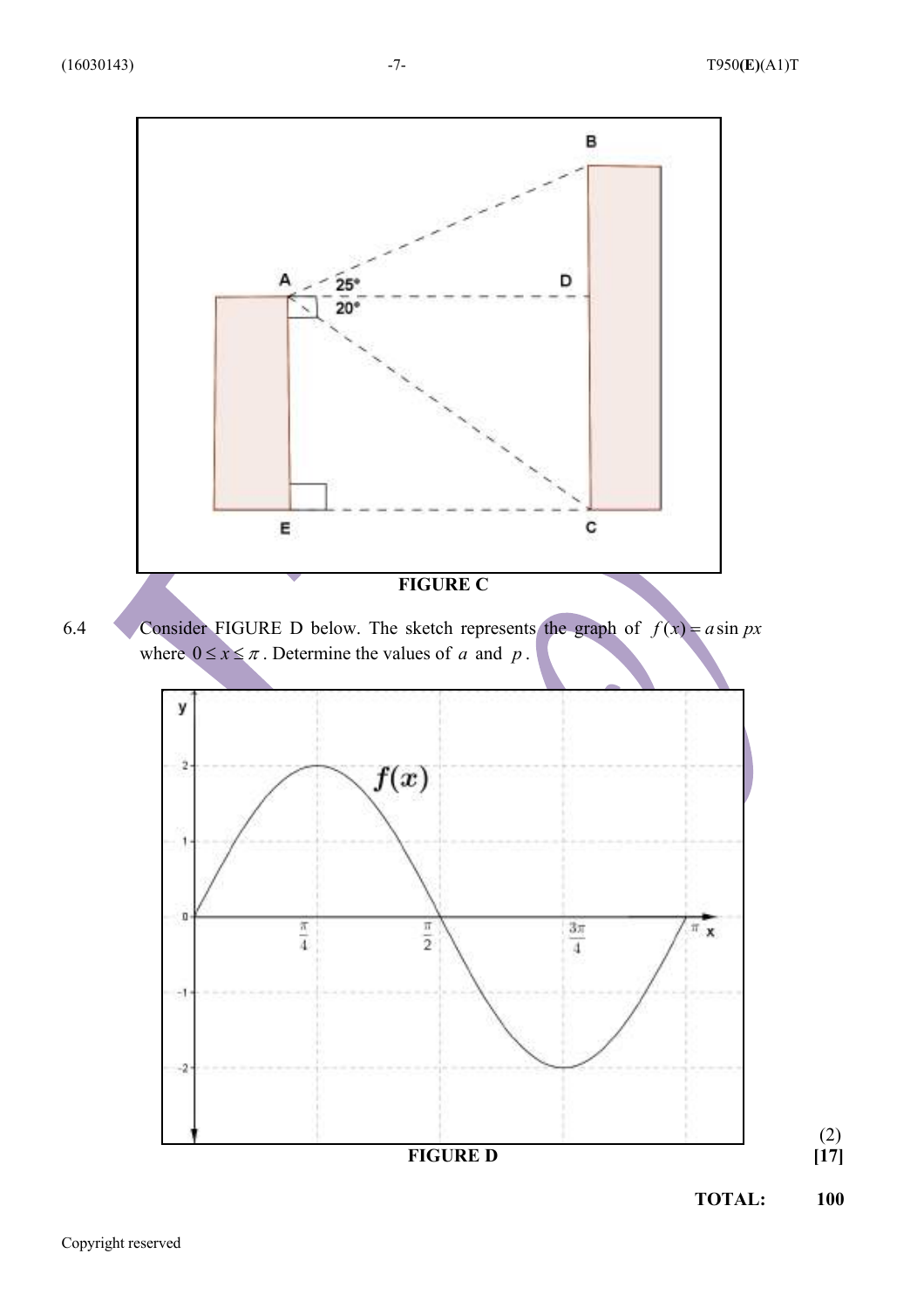**FIGURE C**

6.4 Consider FIGURE D below. The sketch represents the graph of $f(x) = a\sin px$ where $0 \leq x \leq \pi$. Determine the values of $a$ and $p$.

**FIGURE D**

(2)
**[17]**

**TOTAL: 100**

Copyright reserved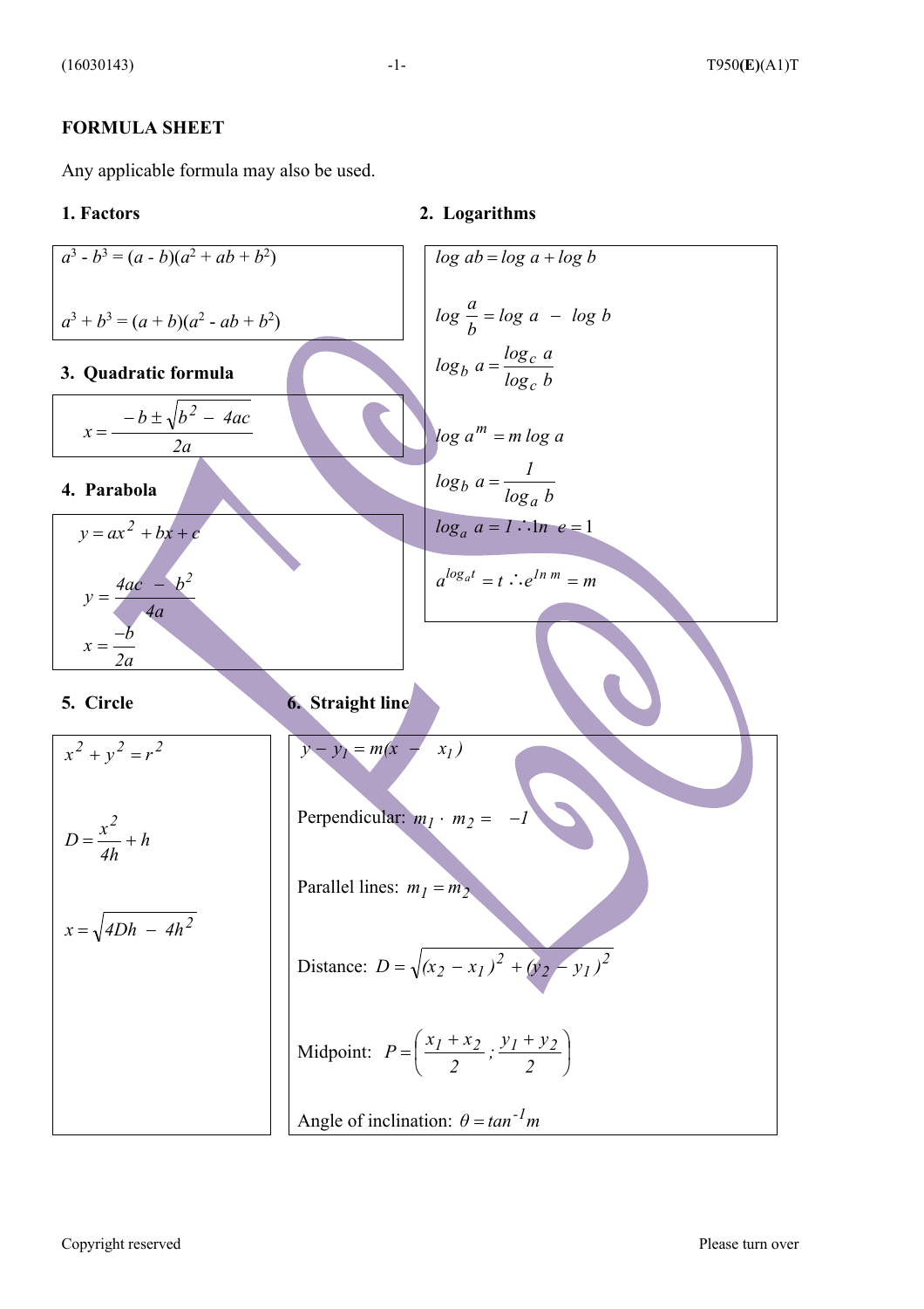# FORMULA SHEET

Any applicable formula may also be used.

## 1. Factors

$$a^3 - b^3 = (a - b)(a^2 + ab + b^2)$$

$$a^3 + b^3 = (a + b)(a^2 - ab + b^2)$$

## 2. Logarithms

$$\log ab = \log a + \log b$$

$$\log \frac{a}{b} = \log a - \log b$$

$$\log_b a = \frac{\log_c a}{\log_c b}$$

$$\log a^m = m \log a$$

$$\log_b a = \frac{1}{\log_a b}$$

$$\log_a a = 1 \therefore \ln e = 1$$

$$a^{\log_a t} = t \therefore e^{\ln m} = m$$

## 3. Quadratic formula

$$x = \frac{-b \pm \sqrt{b^2 - 4ac}}{2a}$$

## 4. Parabola

$$y = ax^2 + bx + c$$

$$y = \frac{4ac - b^2}{4a}$$

$$x = \frac{-b}{2a}$$

## 5. Circle

$$x^2 + y^2 = r^2$$

$$D = \frac{x^2}{4h} + h$$

$$x = \sqrt{4Dh - 4h^2}$$

## 6. Straight line

$$y - y_1 = m(x - x_1)$$

Perpendicular: $m_1 \cdot m_2 = -1$

Parallel lines: $m_1 = m_2$

Distance: $D = \sqrt{(x_2 - x_1)^2 + (y_2 - y_1)^2}$

Midpoint: $P = \left( \frac{x_1 + x_2}{2} ; \frac{y_1 + y_2}{2} \right)$

Angle of inclination: $\theta = \tan^{-1} m$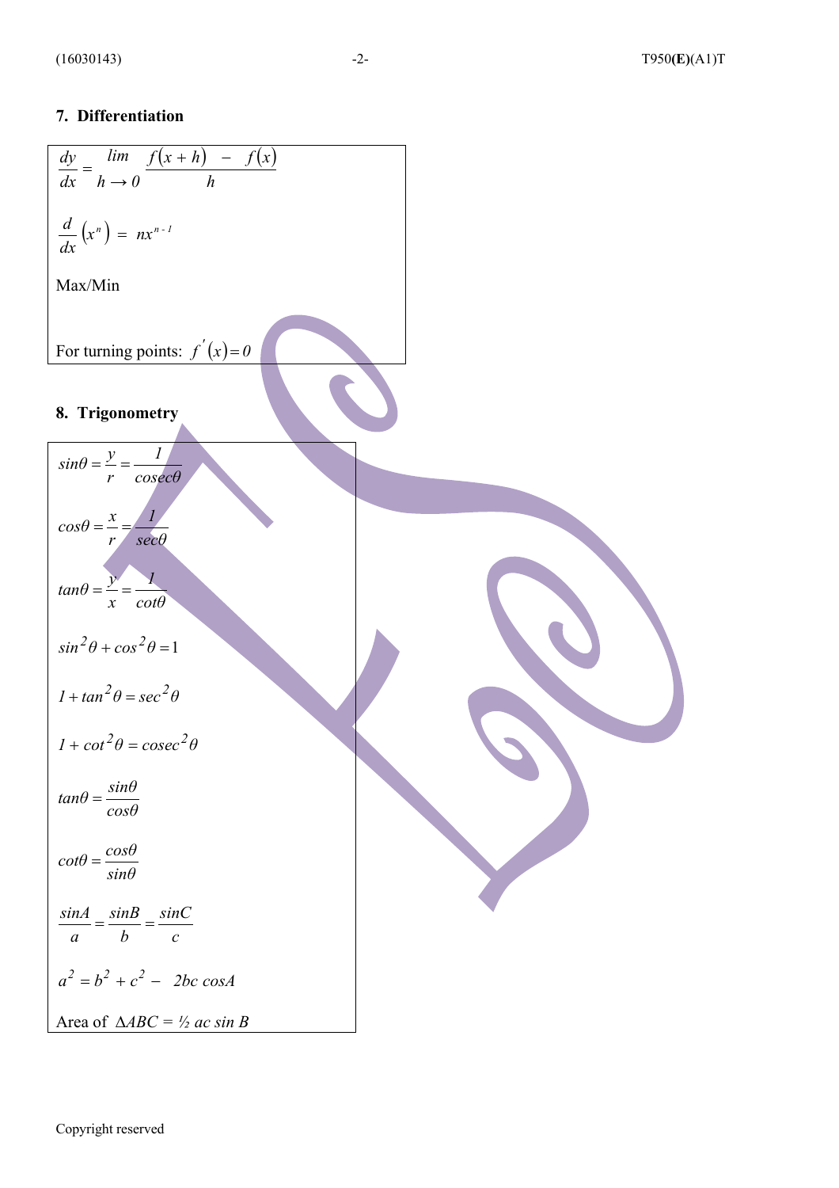## 7. Differentiation

$$\frac{dy}{dx} = \lim_{h \to 0} \frac{f(x+h) - f(x)}{h}$$

$$\frac{d}{dx}\left(x^n\right) = nx^{n-1}$$

Max/Min

For turning points: $f'(x) = 0$

## 8. Trigonometry

$$\sin\theta = \frac{y}{r} = \frac{1}{\operatorname{cosec}\theta}$$

$$\cos\theta = \frac{x}{r} = \frac{1}{\sec\theta}$$

$$\tan\theta = \frac{y}{x} = \frac{1}{\cot\theta}$$

$$\sin^2\theta + \cos^2\theta = 1$$

$$1 + \tan^2\theta = \sec^2\theta$$

$$1 + \cot^2\theta = \operatorname{cosec}^2\theta$$

$$\tan\theta = \frac{\sin\theta}{\cos\theta}$$

$$\cot\theta = \frac{\cos\theta}{\sin\theta}$$

$$\frac{\sin A}{a} = \frac{\sin B}{b} = \frac{\sin C}{c}$$

$$a^2 = b^2 + c^2 - 2bc\cos A$$

Area of $\Delta ABC = \frac{1}{2}\, ac \sin B$

Copyright reserved